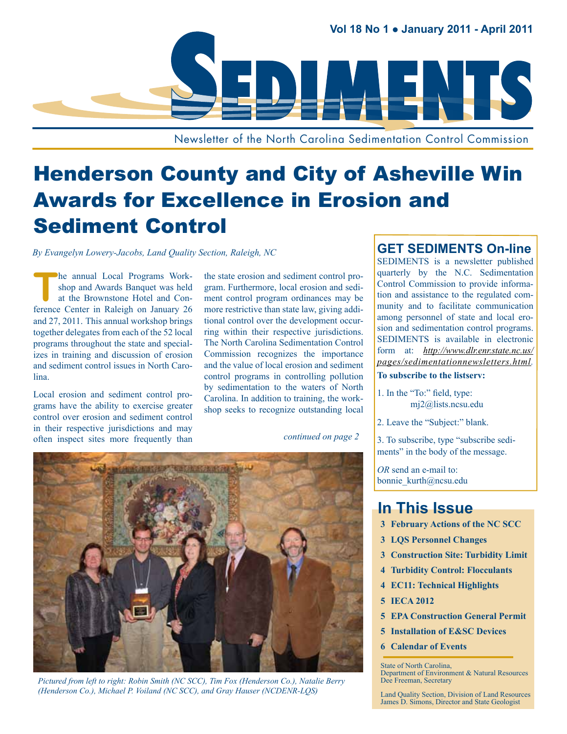# SEDIMENTS

Vol 18 No 1 • January 2011 - April 2011

Newsletter of the North Carolina Sedimentation Control Commission

# Henderson County and City of Asheville Win Awards for Excellence in Erosion and Sediment Control

*By Evangelyn Lowery-Jacobs, Land Quality Section, Raleigh, NC*

The annual Local Programs Workshop and Awards Banquet was held at the Brownstone Hotel and Conference Center in Raleigh on January 26 and 27, 2011. This annual workshop brings together delegates from each of the 52 local programs throughout the state and specializes in training and discussion of erosion and sediment control issues in North Carolina.

Local erosion and sediment control programs have the ability to exercise greater control over erosion and sediment control in their respective jurisdictions and may often inspect sites more frequently than the state erosion and sediment control program. Furthermore, local erosion and sediment control program ordinances may be more restrictive than state law, giving additional control over the development occurring within their respective jurisdictions. The North Carolina Sedimentation Control Commission recognizes the importance and the value of local erosion and sediment control programs in controlling pollution by sedimentation to the waters of North Carolina. In addition to training, the workshop seeks to recognize outstanding local

*continued on page 2*

*Pictured from left to right: Robin Smith (NC SCC), Tim Fox (Henderson Co.), Natalie Berry (Henderson Co.), Michael P. Voiland (NC SCC), and Gray Hauser (NCDENR-LQS)*

## GET SEDIMENTS On-line

SEDIMENTS is a newsletter published quarterly by the N.C. Sedimentation Control Commission to provide information and assistance to the regulated community and to facilitate communication among personnel of state and local erosion and sedimentation control programs. SEDIMENTS is available in electronic form at: *http://www.dlr.enr.state.nc.us/pages/sedimentationnewsletters.html*.

**To subscribe to the listserv:**

1. In the "To:" field, type: mj2@lists.ncsu.edu
2. Leave the "Subject:" blank.
3. To subscribe, type "subscribe sediments" in the body of the message.

*OR* send an e-mail to: bonnie_kurth@ncsu.edu

## In This Issue

- **3 February Actions of the NC SCC**
- **3 LQS Personnel Changes**
- **3 Construction Site: Turbidity Limit**
- **4 Turbidity Control: Flocculants**
- **4 EC11: Technical Highlights**
- **5 IECA 2012**
- **5 EPA Construction General Permit**
- **5 Installation of E&SC Devices**
- **6 Calendar of Events**

State of North Carolina,
Department of Environment & Natural Resources
Dee Freeman, Secretary

Land Quality Section, Division of Land Resources
James D. Simons, Director and State Geologist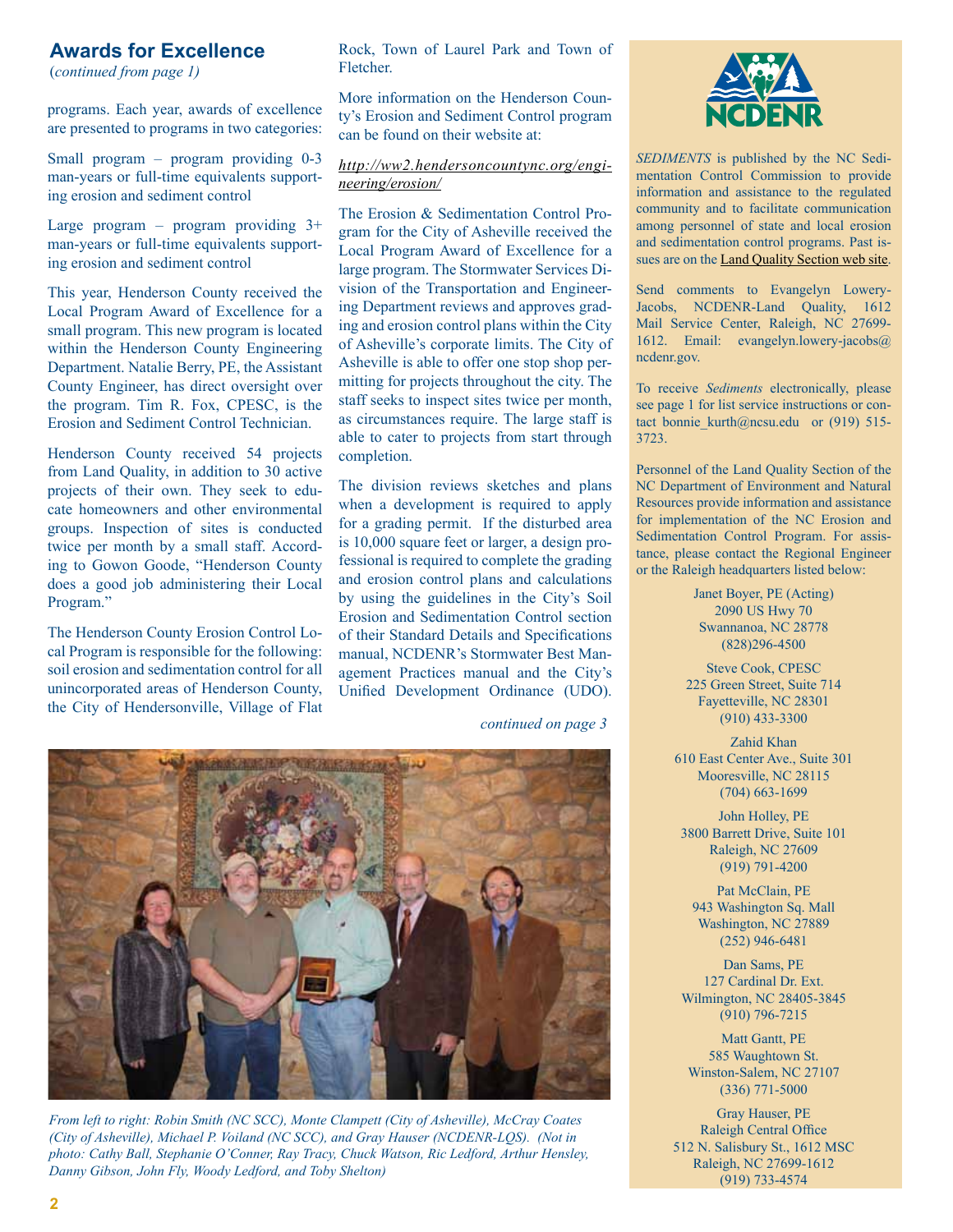## Awards for Excellence

*(continued from page 1)*

programs. Each year, awards of excellence are presented to programs in two categories:

Small program – program providing 0-3 man-years or full-time equivalents supporting erosion and sediment control

Large program – program providing 3+ man-years or full-time equivalents supporting erosion and sediment control

This year, Henderson County received the Local Program Award of Excellence for a small program. This new program is located within the Henderson County Engineering Department. Natalie Berry, PE, the Assistant County Engineer, has direct oversight over the program. Tim R. Fox, CPESC, is the Erosion and Sediment Control Technician.

Henderson County received 54 projects from Land Quality, in addition to 30 active projects of their own. They seek to educate homeowners and other environmental groups. Inspection of sites is conducted twice per month by a small staff. According to Gowon Goode, "Henderson County does a good job administering their Local Program."

The Henderson County Erosion Control Local Program is responsible for the following: soil erosion and sedimentation control for all unincorporated areas of Henderson County, the City of Hendersonville, Village of Flat Rock, Town of Laurel Park and Town of Fletcher.

More information on the Henderson County's Erosion and Sediment Control program can be found on their website at:

*http://ww2.hendersoncountync.org/engineering/erosion/*

The Erosion & Sedimentation Control Program for the City of Asheville received the Local Program Award of Excellence for a large program. The Stormwater Services Division of the Transportation and Engineering Department reviews and approves grading and erosion control plans within the City of Asheville's corporate limits. The City of Asheville is able to offer one stop shop permitting for projects throughout the city. The staff seeks to inspect sites twice per month, as circumstances require. The large staff is able to cater to projects from start through completion.

The division reviews sketches and plans when a development is required to apply for a grading permit. If the disturbed area is 10,000 square feet or larger, a design professional is required to complete the grading and erosion control plans and calculations by using the guidelines in the City's Soil Erosion and Sedimentation Control section of their Standard Details and Specifications manual, NCDENR's Stormwater Best Management Practices manual and the City's Unified Development Ordinance (UDO).

*continued on page 3*

*From left to right: Robin Smith (NC SCC), Monte Clampett (City of Asheville), McCray Coates (City of Asheville), Michael P. Voiland (NC SCC), and Gray Hauser (NCDENR-LQS). (Not in photo: Cathy Ball, Stephanie O'Conner, Ray Tracy, Chuck Watson, Ric Ledford, Arthur Hensley, Danny Gibson, John Fly, Woody Ledford, and Toby Shelton)*

NCDENR

*SEDIMENTS* is published by the NC Sedimentation Control Commission to provide information and assistance to the regulated community and to facilitate communication among personnel of state and local erosion and sedimentation control programs. Past issues are on the Land Quality Section web site.

Send comments to Evangelyn Lowery-Jacobs, NCDENR-Land Quality, 1612 Mail Service Center, Raleigh, NC 27699-1612. Email: evangelyn.lowery-jacobs@ncdenr.gov.

To receive *Sediments* electronically, please see page 1 for list service instructions or contact bonnie_kurth@ncsu.edu or (919) 515-3723.

Personnel of the Land Quality Section of the NC Department of Environment and Natural Resources provide information and assistance for implementation of the NC Erosion and Sedimentation Control Program. For assistance, please contact the Regional Engineer or the Raleigh headquarters listed below:

Janet Boyer, PE (Acting)
2090 US Hwy 70
Swannanoa, NC 28778
(828)296-4500

Steve Cook, CPESC
225 Green Street, Suite 714
Fayetteville, NC 28301
(910) 433-3300

Zahid Khan
610 East Center Ave., Suite 301
Mooresville, NC 28115
(704) 663-1699

John Holley, PE
3800 Barrett Drive, Suite 101
Raleigh, NC 27609
(919) 791-4200

Pat McClain, PE
943 Washington Sq. Mall
Washington, NC 27889
(252) 946-6481

Dan Sams, PE
127 Cardinal Dr. Ext.
Wilmington, NC 28405-3845
(910) 796-7215

Matt Gantt, PE
585 Waughtown St.
Winston-Salem, NC 27107
(336) 771-5000

Gray Hauser, PE
Raleigh Central Office
512 N. Salisbury St., 1612 MSC
Raleigh, NC 27699-1612
(919) 733-4574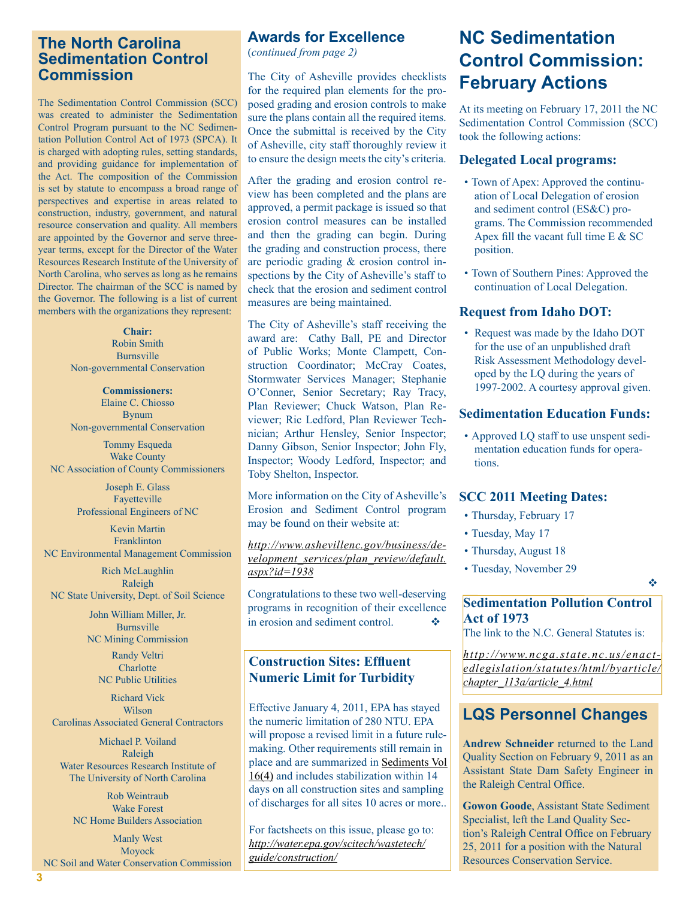## The North Carolina Sedimentation Control Commission

The Sedimentation Control Commission (SCC) was created to administer the Sedimentation Control Program pursuant to the NC Sedimentation Pollution Control Act of 1973 (SPCA). It is charged with adopting rules, setting standards, and providing guidance for implementation of the Act. The composition of the Commission is set by statute to encompass a broad range of perspectives and expertise in areas related to construction, industry, government, and natural resource conservation and quality. All members are appointed by the Governor and serve three-year terms, except for the Director of the Water Resources Research Institute of the University of North Carolina, who serves as long as he remains Director. The chairman of the SCC is named by the Governor. The following is a list of current members with the organizations they represent:

**Chair:**
Robin Smith
Burnsville
Non-governmental Conservation

**Commissioners:**
Elaine C. Chiosso
Bynum
Non-governmental Conservation

Tommy Esqueda
Wake County
NC Association of County Commissioners

Joseph E. Glass
Fayetteville
Professional Engineers of NC

Kevin Martin
Franklinton
NC Environmental Management Commission

Rich McLaughlin
Raleigh
NC State University, Dept. of Soil Science

John William Miller, Jr.
Burnsville
NC Mining Commission

Randy Veltri
Charlotte
NC Public Utilities

Richard Vick
Wilson
Carolinas Associated General Contractors

Michael P. Voiland
Raleigh
Water Resources Research Institute of The University of North Carolina

Rob Weintraub
Wake Forest
NC Home Builders Association

Manly West
Moyock
NC Soil and Water Conservation Commission

## Awards for Excellence

(*continued from page 2)*

The City of Asheville provides checklists for the required plan elements for the proposed grading and erosion controls to make sure the plans contain all the required items. Once the submittal is received by the City of Asheville, city staff thoroughly review it to ensure the design meets the city's criteria.

After the grading and erosion control review has been completed and the plans are approved, a permit package is issued so that erosion control measures can be installed and then the grading can begin. During the grading and construction process, there are periodic grading & erosion control inspections by the City of Asheville's staff to check that the erosion and sediment control measures are being maintained.

The City of Asheville's staff receiving the award are: Cathy Ball, PE and Director of Public Works; Monte Clampett, Construction Coordinator; McCray Coates, Stormwater Services Manager; Stephanie O'Conner, Senior Secretary; Ray Tracy, Plan Reviewer; Chuck Watson, Plan Reviewer; Ric Ledford, Plan Reviewer Technician; Arthur Hensley, Senior Inspector; Danny Gibson, Senior Inspector; John Fly, Inspector; Woody Ledford, Inspector; and Toby Shelton, Inspector.

More information on the City of Asheville's Erosion and Sediment Control program may be found on their website at:

*http://www.ashevillenc.gov/business/development_services/plan_review/default.aspx?id=1938*

Congratulations to these two well-deserving programs in recognition of their excellence in erosion and sediment control. ❖

### Construction Sites: Effluent Numeric Limit for Turbidity

Effective January 4, 2011, EPA has stayed the numeric limitation of 280 NTU. EPA will propose a revised limit in a future rulemaking. Other requirements still remain in place and are summarized in Sediments Vol 16(4) and includes stabilization within 14 days on all construction sites and sampling of discharges for all sites 10 acres or more..

For factsheets on this issue, please go to: *http://water.epa.gov/scitech/wastetech/guide/construction/*

## NC Sedimentation Control Commission: February Actions

At its meeting on February 17, 2011 the NC Sedimentation Control Commission (SCC) took the following actions:

### Delegated Local programs:

- Town of Apex: Approved the continuation of Local Delegation of erosion and sediment control (ES&C) programs. The Commission recommended Apex fill the vacant full time E & SC position.
- Town of Southern Pines: Approved the continuation of Local Delegation.

### Request from Idaho DOT:

- Request was made by the Idaho DOT for the use of an unpublished draft Risk Assessment Methodology developed by the LQ during the years of 1997-2002. A courtesy approval given.

### Sedimentation Education Funds:

- Approved LQ staff to use unspent sedimentation education funds for operations.

### SCC 2011 Meeting Dates:

- Thursday, February 17
- Tuesday, May 17
- Thursday, August 18
- Tuesday, November 29

❖

### Sedimentation Pollution Control Act of 1973

The link to the N.C. General Statutes is:

*http://www.ncga.state.nc.us/enactedlegislation/statutes/html/byarticle/chapter_113a/article_4.html*

## LQS Personnel Changes

**Andrew Schneider** returned to the Land Quality Section on February 9, 2011 as an Assistant State Dam Safety Engineer in the Raleigh Central Office.

**Gowon Goode**, Assistant State Sediment Specialist, left the Land Quality Section's Raleigh Central Office on February 25, 2011 for a position with the Natural Resources Conservation Service.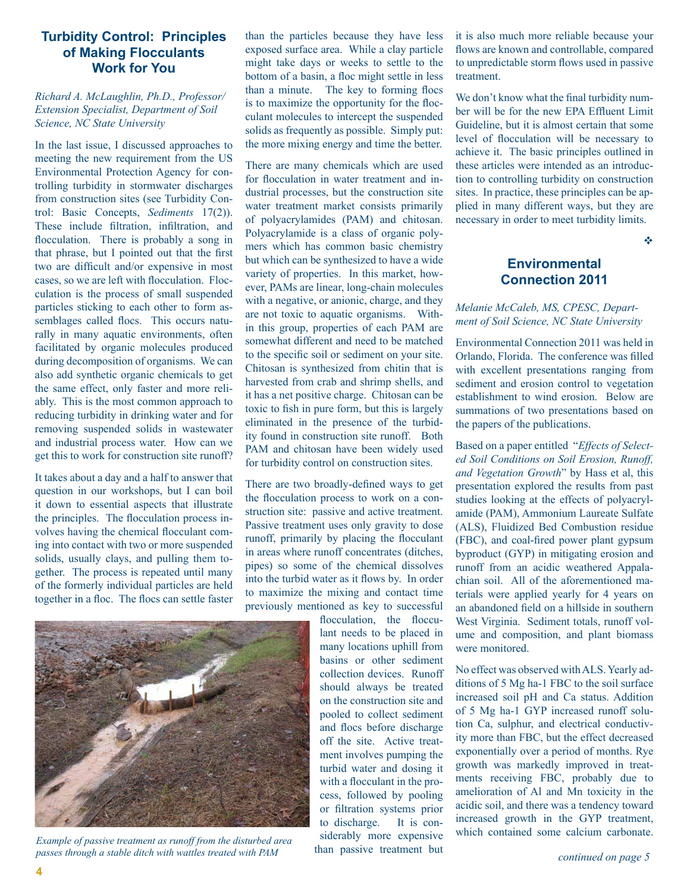## Turbidity Control: Principles of Making Flocculants Work for You

*Richard A. McLaughlin, Ph.D., Professor/ Extension Specialist, Department of Soil Science, NC State University*

In the last issue, I discussed approaches to meeting the new requirement from the US Environmental Protection Agency for controlling turbidity in stormwater discharges from construction sites (see Turbidity Control: Basic Concepts, *Sediments* 17(2)). These include filtration, infiltration, and flocculation. There is probably a song in that phrase, but I pointed out that the first two are difficult and/or expensive in most cases, so we are left with flocculation. Flocculation is the process of small suspended particles sticking to each other to form assemblages called flocs. This occurs naturally in many aquatic environments, often facilitated by organic molecules produced during decomposition of organisms. We can also add synthetic organic chemicals to get the same effect, only faster and more reliably. This is the most common approach to reducing turbidity in drinking water and for removing suspended solids in wastewater and industrial process water. How can we get this to work for construction site runoff?

It takes about a day and a half to answer that question in our workshops, but I can boil it down to essential aspects that illustrate the principles. The flocculation process involves having the chemical flocculant coming into contact with two or more suspended solids, usually clays, and pulling them together. The process is repeated until many of the formerly individual particles are held together in a floc. The flocs can settle faster than the particles because they have less exposed surface area. While a clay particle might take days or weeks to settle to the bottom of a basin, a floc might settle in less than a minute. The key to forming flocs is to maximize the opportunity for the flocculant molecules to intercept the suspended solids as frequently as possible. Simply put: the more mixing energy and time the better.

There are many chemicals which are used for flocculation in water treatment and industrial processes, but the construction site water treatment market consists primarily of polyacrylamides (PAM) and chitosan. Polyacrylamide is a class of organic polymers which has common basic chemistry but which can be synthesized to have a wide variety of properties. In this market, however, PAMs are linear, long-chain molecules with a negative, or anionic, charge, and they are not toxic to aquatic organisms. Within this group, properties of each PAM are somewhat different and need to be matched to the specific soil or sediment on your site. Chitosan is synthesized from chitin that is harvested from crab and shrimp shells, and it has a net positive charge. Chitosan can be toxic to fish in pure form, but this is largely eliminated in the presence of the turbidity found in construction site runoff. Both PAM and chitosan have been widely used for turbidity control on construction sites.

There are two broadly-defined ways to get the flocculation process to work on a construction site: passive and active treatment. Passive treatment uses only gravity to dose runoff, primarily by placing the flocculant in areas where runoff concentrates (ditches, pipes) so some of the chemical dissolves into the turbid water as it flows by. In order to maximize the mixing and contact time previously mentioned as key to successful flocculation, the flocculant needs to be placed in many locations uphill from basins or other sediment collection devices. Runoff should always be treated on the construction site and pooled to collect sediment and flocs before discharge off the site. Active treatment involves pumping the turbid water and dosing it with a flocculant in the process, followed by pooling or filtration systems prior to discharge. It is considerably more expensive than passive treatment but it is also much more reliable because your flows are known and controllable, compared to unpredictable storm flows used in passive treatment.

*Example of passive treatment as runoff from the disturbed area passes through a stable ditch with wattles treated with PAM*

We don't know what the final turbidity number will be for the new EPA Effluent Limit Guideline, but it is almost certain that some level of flocculation will be necessary to achieve it. The basic principles outlined in these articles were intended as an introduction to controlling turbidity on construction sites. In practice, these principles can be applied in many different ways, but they are necessary in order to meet turbidity limits.

❖

## Environmental Connection 2011

*Melanie McCaleb, MS, CPESC, Department of Soil Science, NC State University*

Environmental Connection 2011 was held in Orlando, Florida. The conference was filled with excellent presentations ranging from sediment and erosion control to vegetation establishment to wind erosion. Below are summations of two presentations based on the papers of the publications.

Based on a paper entitled "*Effects of Selected Soil Conditions on Soil Erosion, Runoff, and Vegetation Growth*" by Hass et al, this presentation explored the results from past studies looking at the effects of polyacrylamide (PAM), Ammonium Laureate Sulfate (ALS), Fluidized Bed Combustion residue (FBC), and coal-fired power plant gypsum byproduct (GYP) in mitigating erosion and runoff from an acidic weathered Appalachian soil. All of the aforementioned materials were applied yearly for 4 years on an abandoned field on a hillside in southern West Virginia. Sediment totals, runoff volume and composition, and plant biomass were monitored.

No effect was observed with ALS. Yearly additions of 5 Mg ha-1 FBC to the soil surface increased soil pH and Ca status. Addition of 5 Mg ha-1 GYP increased runoff solution Ca, sulphur, and electrical conductivity more than FBC, but the effect decreased exponentially over a period of months. Rye growth was markedly improved in treatments receiving FBC, probably due to amelioration of Al and Mn toxicity in the acidic soil, and there was a tendency toward increased growth in the GYP treatment, which contained some calcium carbonate.

*continued on page 5*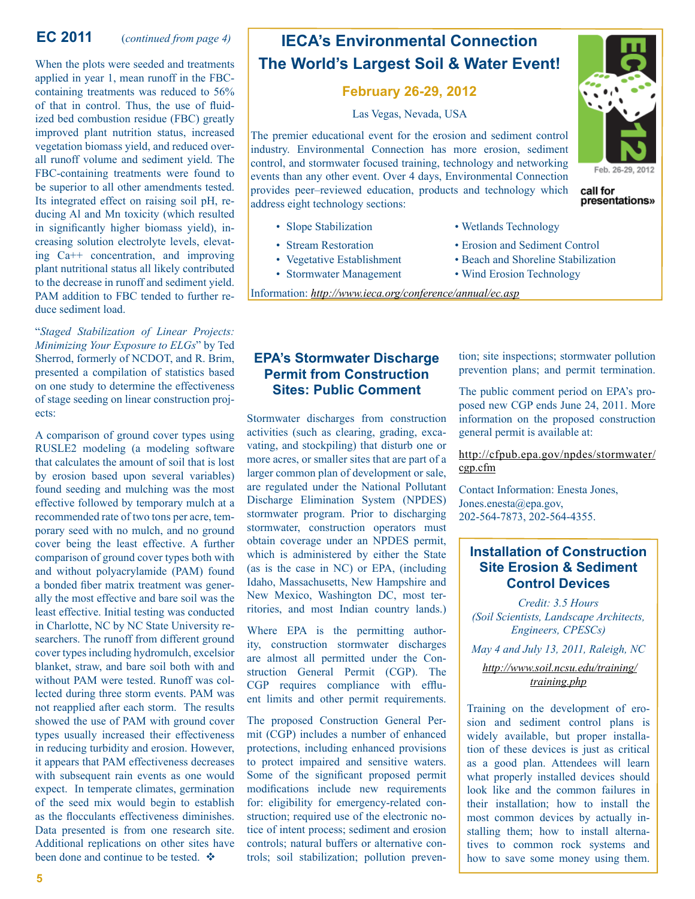## EC 2011 *(continued from page 4)*

When the plots were seeded and treatments applied in year 1, mean runoff in the FBC-containing treatments was reduced to 56% of that in control. Thus, the use of fluidized bed combustion residue (FBC) greatly improved plant nutrition status, increased vegetation biomass yield, and reduced overall runoff volume and sediment yield. The FBC-containing treatments were found to be superior to all other amendments tested. Its integrated effect on raising soil pH, reducing Al and Mn toxicity (which resulted in significantly higher biomass yield), increasing solution electrolyte levels, elevating Ca++ concentration, and improving plant nutritional status all likely contributed to the decrease in runoff and sediment yield. PAM addition to FBC tended to further reduce sediment load.

"*Staged Stabilization of Linear Projects: Minimizing Your Exposure to ELGs*" by Ted Sherrod, formerly of NCDOT, and R. Brim, presented a compilation of statistics based on one study to determine the effectiveness of stage seeding on linear construction projects:

A comparison of ground cover types using RUSLE2 modeling (a modeling software that calculates the amount of soil that is lost by erosion based upon several variables) found seeding and mulching was the most effective followed by temporary mulch at a recommended rate of two tons per acre, temporary seed with no mulch, and no ground cover being the least effective. A further comparison of ground cover types both with and without polyacrylamide (PAM) found a bonded fiber matrix treatment was generally the most effective and bare soil was the least effective. Initial testing was conducted in Charlotte, NC by NC State University researchers. The runoff from different ground cover types including hydromulch, excelsior blanket, straw, and bare soil both with and without PAM were tested. Runoff was collected during three storm events. PAM was not reapplied after each storm. The results showed the use of PAM with ground cover types usually increased their effectiveness in reducing turbidity and erosion. However, it appears that PAM effectiveness decreases with subsequent rain events as one would expect. In temperate climates, germination of the seed mix would begin to establish as the flocculants effectiveness diminishes. Data presented is from one research site. Additional replications on other sites have been done and continue to be tested. ❖

## IECA's Environmental Connection The World's Largest Soil & Water Event!

**February 26-29, 2012**

Las Vegas, Nevada, USA

The premier educational event for the erosion and sediment control industry. Environmental Connection has more erosion, sediment control, and stormwater focused training, technology and networking events than any other event. Over 4 days, Environmental Connection provides peer–reviewed education, products and technology which address eight technology sections:

- Slope Stabilization
- Stream Restoration
- Vegetative Establishment
- Stormwater Management
- Wetlands Technology
- Erosion and Sediment Control
- Beach and Shoreline Stabilization
- Wind Erosion Technology

Information: *http://www.ieca.org/conference/annual/ec.asp*

EC 12 Feb. 26-29, 2012

call for presentations»

## EPA's Stormwater Discharge Permit from Construction Sites: Public Comment

Stormwater discharges from construction activities (such as clearing, grading, excavating, and stockpiling) that disturb one or more acres, or smaller sites that are part of a larger common plan of development or sale, are regulated under the National Pollutant Discharge Elimination System (NPDES) stormwater program. Prior to discharging stormwater, construction operators must obtain coverage under an NPDES permit, which is administered by either the State (as is the case in NC) or EPA, (including Idaho, Massachusetts, New Hampshire and New Mexico, Washington DC, most territories, and most Indian country lands.)

Where EPA is the permitting authority, construction stormwater discharges are almost all permitted under the Construction General Permit (CGP). The CGP requires compliance with effluent limits and other permit requirements.

The proposed Construction General Permit (CGP) includes a number of enhanced protections, including enhanced provisions to protect impaired and sensitive waters. Some of the significant proposed permit modifications include new requirements for: eligibility for emergency-related construction; required use of the electronic notice of intent process; sediment and erosion controls; natural buffers or alternative controls; soil stabilization; pollution prevention; site inspections; stormwater pollution prevention plans; and permit termination.

The public comment period on EPA's proposed new CGP ends June 24, 2011. More information on the proposed construction general permit is available at:

http://cfpub.epa.gov/npdes/stormwater/cgp.cfm

Contact Information: Enesta Jones, Jones.enesta@epa.gov, 202-564-7873, 202-564-4355.

## Installation of Construction Site Erosion & Sediment Control Devices

*Credit: 3.5 Hours*
*(Soil Scientists, Landscape Architects, Engineers, CPESCs)*

*May 4 and July 13, 2011, Raleigh, NC*

*http://www.soil.ncsu.edu/training/training.php*

Training on the development of erosion and sediment control plans is widely available, but proper installation of these devices is just as critical as a good plan. Attendees will learn what properly installed devices should look like and the common failures in their installation; how to install the most common devices by actually installing them; how to install alternatives to common rock systems and how to save some money using them.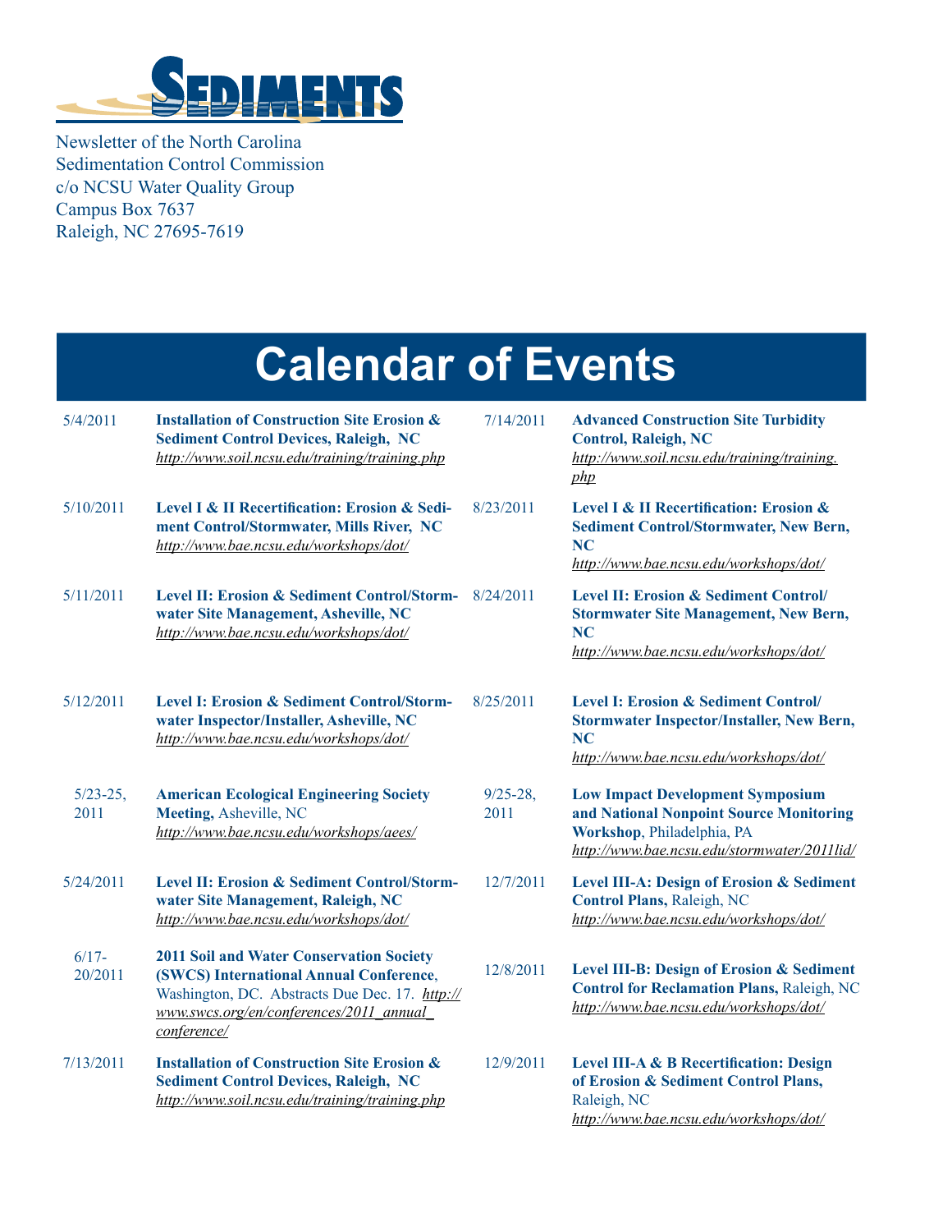SEDIMENTS

Newsletter of the North Carolina
Sedimentation Control Commission
c/o NCSU Water Quality Group
Campus Box 7637
Raleigh, NC 27695-7619

# Calendar of Events

| | |
|---|---|
| 5/4/2011 | **Installation of Construction Site Erosion & Sediment Control Devices, Raleigh, NC** *http://www.soil.ncsu.edu/training/training.php* |
| 5/10/2011 | **Level I & II Recertification: Erosion & Sediment Control/Stormwater, Mills River, NC** *http://www.bae.ncsu.edu/workshops/dot/* |
| 5/11/2011 | **Level II: Erosion & Sediment Control/Stormwater Site Management, Asheville, NC** *http://www.bae.ncsu.edu/workshops/dot/* |
| 5/12/2011 | **Level I: Erosion & Sediment Control/Stormwater Inspector/Installer, Asheville, NC** *http://www.bae.ncsu.edu/workshops/dot/* |
| 5/23-25, 2011 | **American Ecological Engineering Society Meeting,** Asheville, NC *http://www.bae.ncsu.edu/workshops/aees/* |
| 5/24/2011 | **Level II: Erosion & Sediment Control/Stormwater Site Management, Raleigh, NC** *http://www.bae.ncsu.edu/workshops/dot/* |
| 6/17-20/2011 | **2011 Soil and Water Conservation Society (SWCS) International Annual Conference**, Washington, DC. Abstracts Due Dec. 17. *http://www.swcs.org/en/conferences/2011_annual_conference/* |
| 7/13/2011 | **Installation of Construction Site Erosion & Sediment Control Devices, Raleigh, NC** *http://www.soil.ncsu.edu/training/training.php* |
| 7/14/2011 | **Advanced Construction Site Turbidity Control, Raleigh, NC** *http://www.soil.ncsu.edu/training/training.php* |
| 8/23/2011 | **Level I & II Recertification: Erosion & Sediment Control/Stormwater, New Bern, NC** *http://www.bae.ncsu.edu/workshops/dot/* |
| 8/24/2011 | **Level II: Erosion & Sediment Control/Stormwater Site Management, New Bern, NC** *http://www.bae.ncsu.edu/workshops/dot/* |
| 8/25/2011 | **Level I: Erosion & Sediment Control/Stormwater Inspector/Installer, New Bern, NC** *http://www.bae.ncsu.edu/workshops/dot/* |
| 9/25-28, 2011 | **Low Impact Development Symposium and National Nonpoint Source Monitoring Workshop**, Philadelphia, PA *http://www.bae.ncsu.edu/stormwater/2011lid/* |
| 12/7/2011 | **Level III-A: Design of Erosion & Sediment Control Plans,** Raleigh, NC *http://www.bae.ncsu.edu/workshops/dot/* |
| 12/8/2011 | **Level III-B: Design of Erosion & Sediment Control for Reclamation Plans,** Raleigh, NC *http://www.bae.ncsu.edu/workshops/dot/* |
| 12/9/2011 | **Level III-A & B Recertification: Design of Erosion & Sediment Control Plans,** Raleigh, NC *http://www.bae.ncsu.edu/workshops/dot/* |